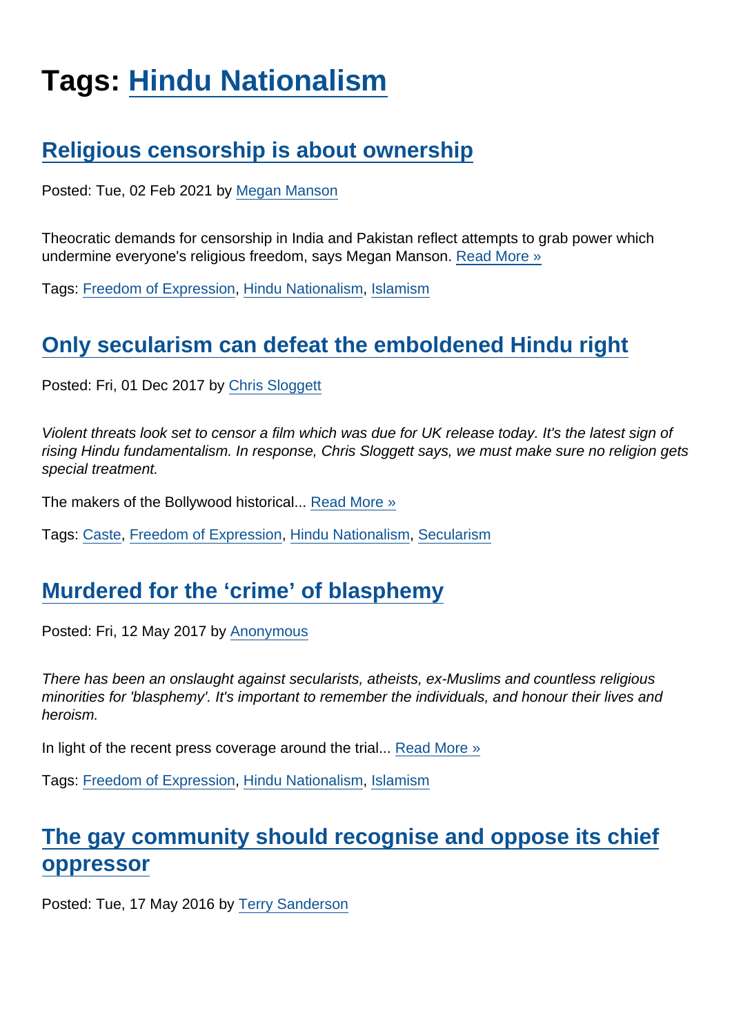# Tags: Hindu Nationalism

## Religious censorship is about ownership

Posted: Tue, 02 Feb 2021 by Megan Manson

Theocratic demands for censorship in India and Pakistan reflect attempts to grab power which undermine everyone's religious freedom, says Megan Manson. Read More »

Tags: Freedom of Expression, Hindu Nationalism, Islamism

## Only secularism can defeat the emboldened Hindu right

Posted: Fri, 01 Dec 2017 by Chris Sloggett

*Violent threats look set to censor a film which was due for UK release today. It's the latest sign of rising Hindu fundamentalism. In response, Chris Sloggett says, we must make sure no religion gets special treatment.*

The makers of the Bollywood historical... Read More »

Tags: Caste, Freedom of Expression, Hindu Nationalism, Secularism

## Murdered for the 'crime' of blasphemy

Posted: Fri, 12 May 2017 by Anonymous

*There has been an onslaught against secularists, atheists, ex-Muslims and countless religious minorities for 'blasphemy'. It's important to remember the individuals, and honour their lives and heroism.*

In light of the recent press coverage around the trial... Read More »

Tags: Freedom of Expression, Hindu Nationalism, Islamism

## The gay community should recognise and oppose its chief oppressor

Posted: Tue, 17 May 2016 by Terry Sanderson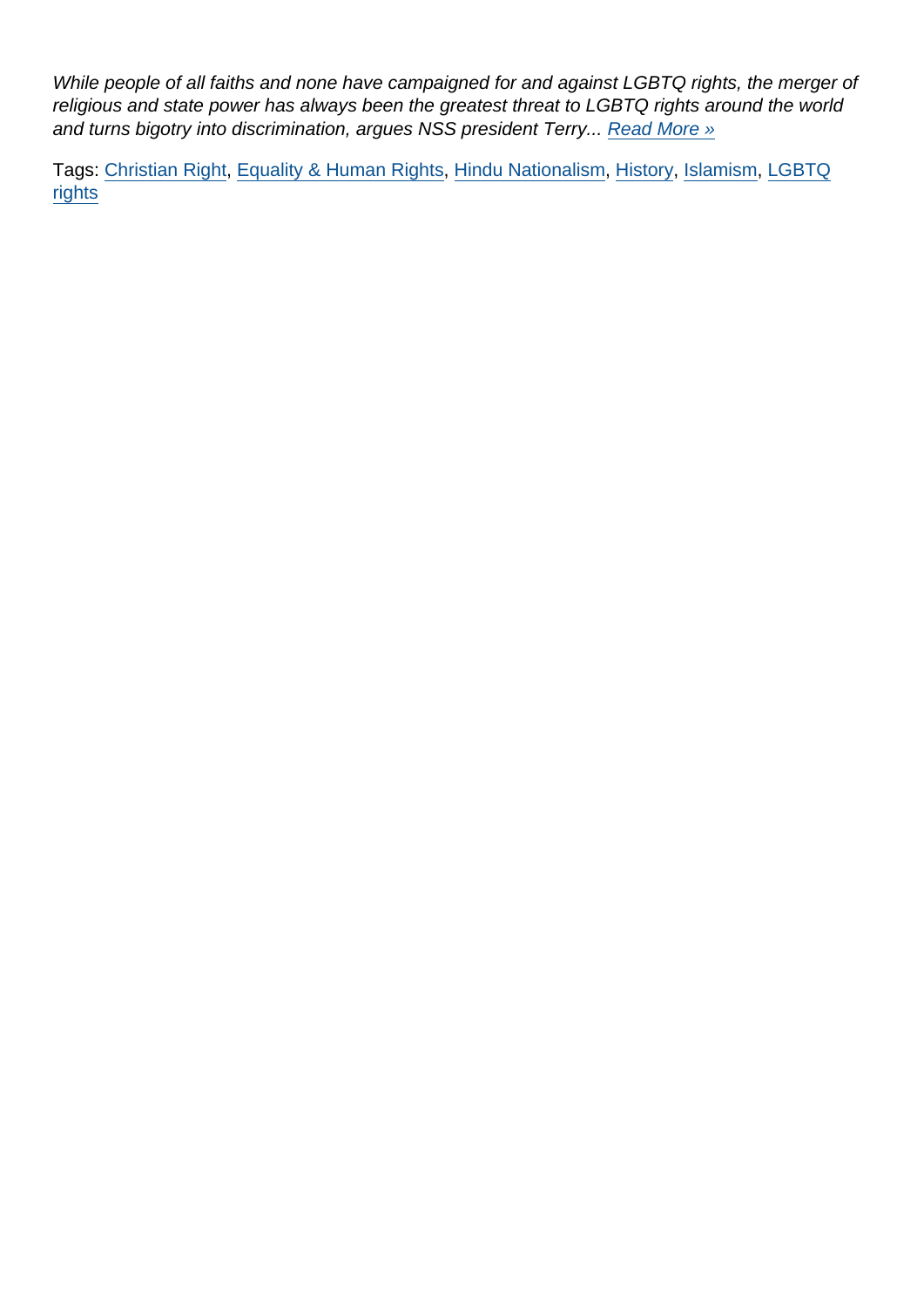*While people of all faiths and none have campaigned for and against LGBTQ rights, the merger of religious and state power has always been the greatest threat to LGBTQ rights around the world and turns bigotry into discrimination, argues NSS president Terry...* Read More »

Tags: Christian Right, Equality & Human Rights, Hindu Nationalism, History, Islamism, LGBTQ rights